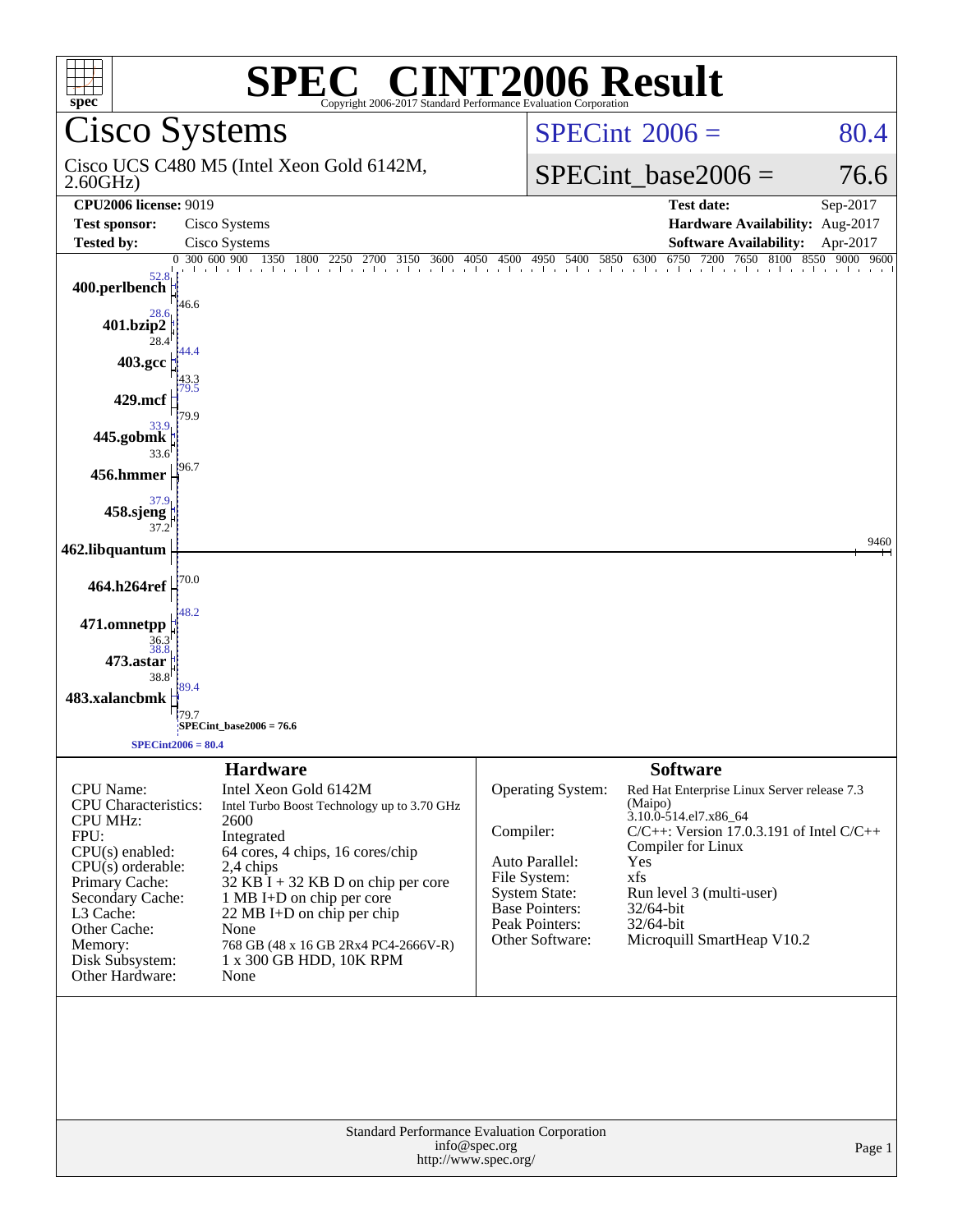# SPEC® CINT2006 Result

Copyright 2006-2017 Standard Performance Evaluation Corporation

## Cisco Systems

Cisco UCS C480 M5 (Intel Xeon Gold 6142M, 2.60GHz)

SPECint_2006 = 80.4

SPECint_base2006 = 76.6

| | | | |
|---|---|---|---|
| **CPU2006 license:** 9019 | | **Test date:** | Sep-2017 |
| **Test sponsor:** | Cisco Systems | **Hardware Availability:** | Aug-2017 |
| **Tested by:** | Cisco Systems | **Software Availability:** | Apr-2017 |

| Benchmark | Peak | Base |
|---|---|---|
| 400.perlbench | 52.8 | 46.6 |
| 401.bzip2 | 28.6 | 28.4 |
| 403.gcc | 44.4 | 43.3 |
| 429.mcf | 79.5 | 79.9 |
| 445.gobmk | 33.9 | 33.6 |
| 456.hmmer | 96.7 | |
| 458.sjeng | 37.9 | 37.2 |
| 462.libquantum | 9460 | |
| 464.h264ref | 70.0 | |
| 471.omnetpp | 48.2 | 36.3 |
| 473.astar | 38.8 | 38.8 |
| 483.xalancbmk | 89.4 | 79.7 |

SPECint_base2006 = 76.6

SPECint2006 = 80.4

### Hardware

| | |
|---|---|
| CPU Name: | Intel Xeon Gold 6142M |
| CPU Characteristics: | Intel Turbo Boost Technology up to 3.70 GHz |
| CPU MHz: | 2600 |
| FPU: | Integrated |
| CPU(s) enabled: | 64 cores, 4 chips, 16 cores/chip |
| CPU(s) orderable: | 2,4 chips |
| Primary Cache: | 32 KB I + 32 KB D on chip per core |
| Secondary Cache: | 1 MB I+D on chip per core |
| L3 Cache: | 22 MB I+D on chip per chip |
| Other Cache: | None |
| Memory: | 768 GB (48 x 16 GB 2Rx4 PC4-2666V-R) |
| Disk Subsystem: | 1 x 300 GB HDD, 10K RPM |
| Other Hardware: | None |

### Software

| | |
|---|---|
| Operating System: | Red Hat Enterprise Linux Server release 7.3 (Maipo) 3.10.0-514.el7.x86_64 |
| Compiler: | C/C++: Version 17.0.3.191 of Intel C/C++ Compiler for Linux |
| Auto Parallel: | Yes |
| File System: | xfs |
| System State: | Run level 3 (multi-user) |
| Base Pointers: | 32/64-bit |
| Peak Pointers: | 32/64-bit |
| Other Software: | Microquill SmartHeap V10.2 |

Standard Performance Evaluation Corporation
info@spec.org
http://www.spec.org/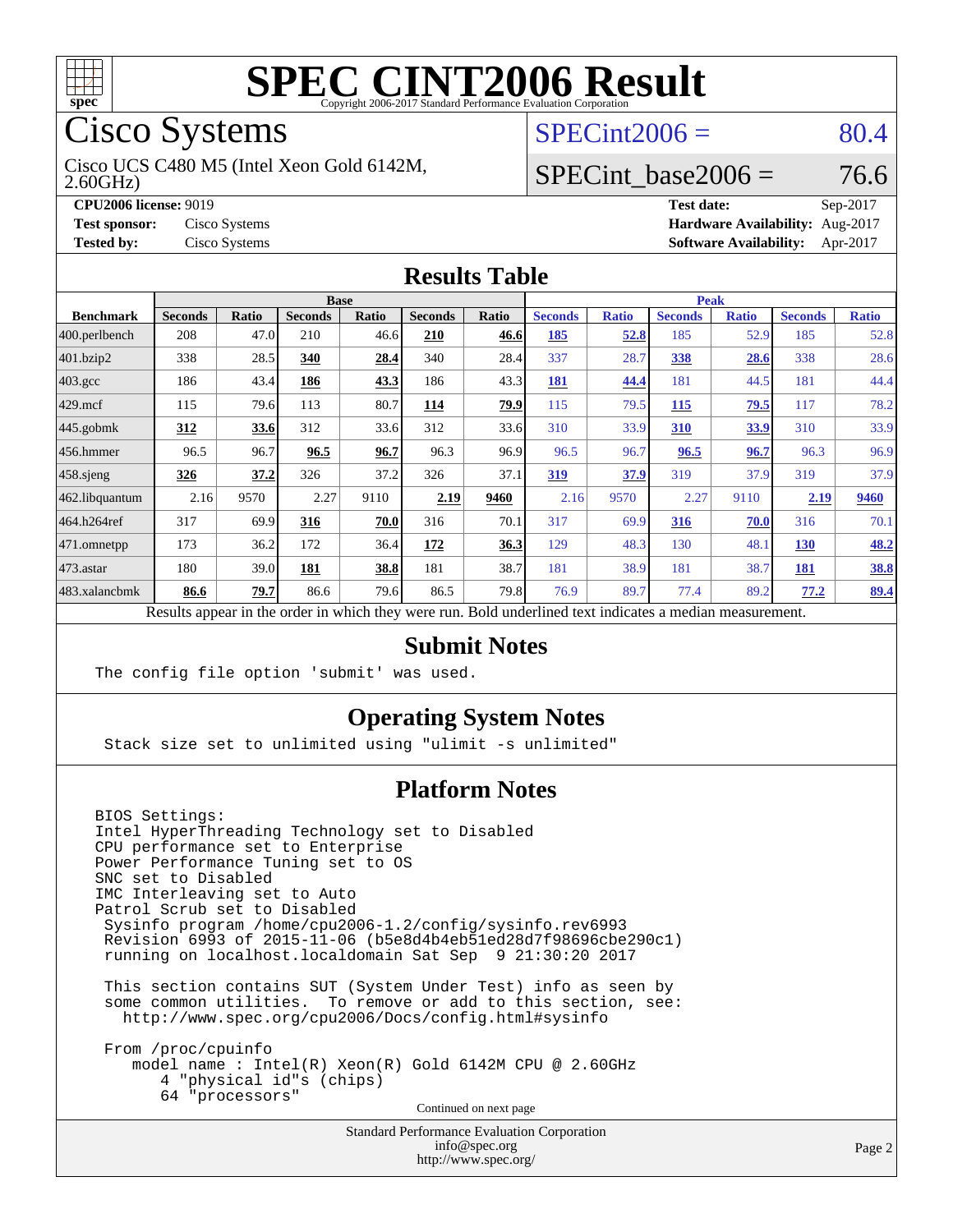# SPEC CINT2006 Result

Copyright 2006-2017 Standard Performance Evaluation Corporation

## Cisco Systems

Cisco UCS C480 M5 (Intel Xeon Gold 6142M, 2.60GHz)

SPECint2006 = 80.4

SPECint_base2006 = 76.6

**CPU2006 license:** 9019
**Test sponsor:** Cisco Systems
**Tested by:** Cisco Systems

**Test date:** Sep-2017
**Hardware Availability:** Aug-2017
**Software Availability:** Apr-2017

## Results Table

| Benchmark | Base | | | | | | Peak | | | | | |
|---|---|---|---|---|---|---|---|---|---|---|---|---|
| | Seconds | Ratio | Seconds | Ratio | Seconds | Ratio | Seconds | Ratio | Seconds | Ratio | Seconds | Ratio |
| 400.perlbench | 208 | 47.0 | 210 | 46.6 | **210** | **46.6** | **185** | **52.8** | 185 | 52.9 | 185 | 52.8 |
| 401.bzip2 | 338 | 28.5 | **340** | **28.4** | 340 | 28.4 | 337 | 28.7 | **338** | **28.6** | 338 | 28.6 |
| 403.gcc | 186 | 43.4 | **186** | **43.3** | 186 | 43.3 | **181** | **44.4** | 181 | 44.5 | 181 | 44.4 |
| 429.mcf | 115 | 79.6 | 113 | 80.7 | **114** | **79.9** | 115 | 79.5 | **115** | **79.5** | 117 | 78.2 |
| 445.gobmk | **312** | **33.6** | 312 | 33.6 | 312 | 33.6 | 310 | 33.9 | **310** | **33.9** | 310 | 33.9 |
| 456.hmmer | 96.5 | 96.7 | **96.5** | **96.7** | 96.3 | 96.9 | 96.5 | 96.7 | **96.5** | **96.7** | 96.3 | 96.9 |
| 458.sjeng | **326** | **37.2** | 326 | 37.2 | 326 | 37.1 | **319** | **37.9** | 319 | 37.9 | 319 | 37.9 |
| 462.libquantum | 2.16 | 9570 | 2.27 | 9110 | **2.19** | **9460** | 2.16 | 9570 | 2.27 | 9110 | **2.19** | **9460** |
| 464.h264ref | 317 | 69.9 | **316** | **70.0** | 316 | 70.1 | 317 | 69.9 | **316** | **70.0** | 316 | 70.1 |
| 471.omnetpp | 173 | 36.2 | 172 | 36.4 | **172** | **36.3** | 129 | 48.3 | 130 | 48.1 | **130** | **48.2** |
| 473.astar | 180 | 39.0 | **181** | **38.8** | 181 | 38.7 | 181 | 38.9 | 181 | 38.7 | **181** | **38.8** |
| 483.xalancbmk | **86.6** | **79.7** | 86.6 | 79.6 | 86.5 | 79.8 | 76.9 | 89.7 | 77.4 | 89.2 | **77.2** | **89.4** |

Results appear in the order in which they were run. Bold underlined text indicates a median measurement.

## Submit Notes

```
The config file option 'submit' was used.
```

## Operating System Notes

```
Stack size set to unlimited using "ulimit -s unlimited"
```

## Platform Notes

```
BIOS Settings:
Intel HyperThreading Technology set to Disabled
CPU performance set to Enterprise
Power Performance Tuning set to OS
SNC set to Disabled
IMC Interleaving set to Auto
Patrol Scrub set to Disabled
 Sysinfo program /home/cpu2006-1.2/config/sysinfo.rev6993
 Revision 6993 of 2015-11-06 (b5e8d4b4eb51ed28d7f98696cbe290c1)
 running on localhost.localdomain Sat Sep  9 21:30:20 2017

 This section contains SUT (System Under Test) info as seen by
 some common utilities.  To remove or add to this section, see:
   http://www.spec.org/cpu2006/Docs/config.html#sysinfo

 From /proc/cpuinfo
    model name : Intel(R) Xeon(R) Gold 6142M CPU @ 2.60GHz
       4 "physical id"s (chips)
       64 "processors"
```

Continued on next page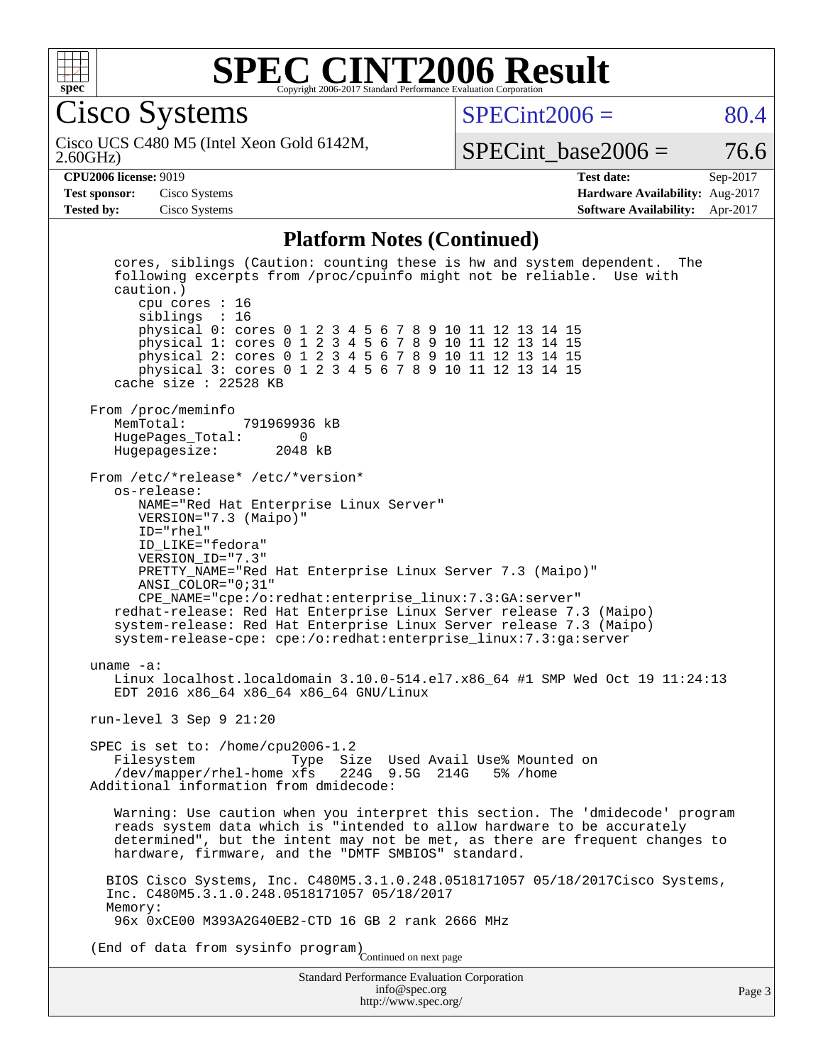# SPEC CINT2006 Result

Copyright 2006-2017 Standard Performance Evaluation Corporation

## Cisco Systems

Cisco UCS C480 M5 (Intel Xeon Gold 6142M, 2.60GHz)

SPECint2006 = 80.4

SPECint_base2006 = 76.6

| | | | |
|---|---|---|---|
| **CPU2006 license:** | 9019 | **Test date:** | Sep-2017 |
| **Test sponsor:** | Cisco Systems | **Hardware Availability:** | Aug-2017 |
| **Tested by:** | Cisco Systems | **Software Availability:** | Apr-2017 |

### Platform Notes (Continued)

```
      cores, siblings (Caution: counting these is hw and system dependent.  The
      following excerpts from /proc/cpuinfo might not be reliable.  Use with
      caution.)
         cpu cores : 16
         siblings  : 16
         physical 0: cores 0 1 2 3 4 5 6 7 8 9 10 11 12 13 14 15
         physical 1: cores 0 1 2 3 4 5 6 7 8 9 10 11 12 13 14 15
         physical 2: cores 0 1 2 3 4 5 6 7 8 9 10 11 12 13 14 15
         physical 3: cores 0 1 2 3 4 5 6 7 8 9 10 11 12 13 14 15
      cache size : 22528 KB

   From /proc/meminfo
      MemTotal:       791969936 kB
      HugePages_Total:       0
      Hugepagesize:       2048 kB

   From /etc/*release* /etc/*version*
      os-release:
         NAME="Red Hat Enterprise Linux Server"
         VERSION="7.3 (Maipo)"
         ID="rhel"
         ID_LIKE="fedora"
         VERSION_ID="7.3"
         PRETTY_NAME="Red Hat Enterprise Linux Server 7.3 (Maipo)"
         ANSI_COLOR="0;31"
         CPE_NAME="cpe:/o:redhat:enterprise_linux:7.3:GA:server"
      redhat-release: Red Hat Enterprise Linux Server release 7.3 (Maipo)
      system-release: Red Hat Enterprise Linux Server release 7.3 (Maipo)
      system-release-cpe: cpe:/o:redhat:enterprise_linux:7.3:ga:server

   uname -a:
      Linux localhost.localdomain 3.10.0-514.el7.x86_64 #1 SMP Wed Oct 19 11:24:13
      EDT 2016 x86_64 x86_64 x86_64 GNU/Linux

   run-level 3 Sep 9 21:20

   SPEC is set to: /home/cpu2006-1.2
      Filesystem            Type  Size  Used Avail Use% Mounted on
      /dev/mapper/rhel-home xfs   224G  9.5G  214G   5% /home
   Additional information from dmidecode:

      Warning: Use caution when you interpret this section. The 'dmidecode' program
      reads system data which is "intended to allow hardware to be accurately
      determined", but the intent may not be met, as there are frequent changes to
      hardware, firmware, and the "DMTF SMBIOS" standard.

     BIOS Cisco Systems, Inc. C480M5.3.1.0.248.0518171057 05/18/2017Cisco Systems,
     Inc. C480M5.3.1.0.248.0518171057 05/18/2017
     Memory:
      96x 0xCE00 M393A2G40EB2-CTD 16 GB 2 rank 2666 MHz

   (End of data from sysinfo program)
```

Continued on next page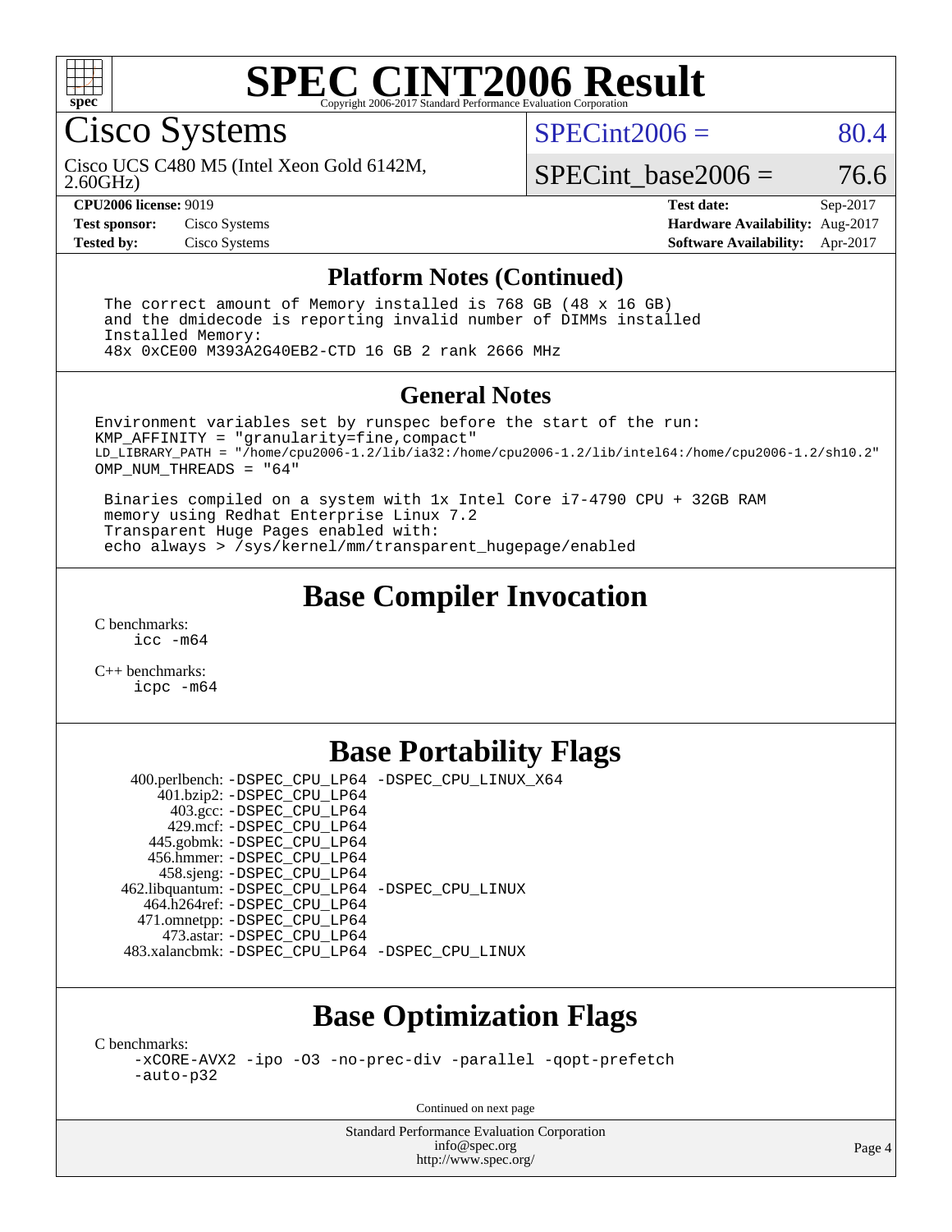# SPEC CINT2006 Result

Cisco Systems

Cisco UCS C480 M5 (Intel Xeon Gold 6142M, 2.60GHz)

SPECint2006 = 80.4

SPECint_base2006 = 76.6

| | | | |
|---|---|---|---|
| **CPU2006 license:** 9019 | | **Test date:** | Sep-2017 |
| **Test sponsor:** | Cisco Systems | **Hardware Availability:** | Aug-2017 |
| **Tested by:** | Cisco Systems | **Software Availability:** | Apr-2017 |

## Platform Notes (Continued)

```
The correct amount of Memory installed is 768 GB (48 x 16 GB)
and the dmidecode is reporting invalid number of DIMMs installed
Installed Memory:
48x 0xCE00 M393A2G40EB2-CTD 16 GB 2 rank 2666 MHz
```

## General Notes

```
Environment variables set by runspec before the start of the run:
KMP_AFFINITY = "granularity=fine,compact"
LD_LIBRARY_PATH = "/home/cpu2006-1.2/lib/ia32:/home/cpu2006-1.2/lib/intel64:/home/cpu2006-1.2/sh10.2"
OMP_NUM_THREADS = "64"

 Binaries compiled on a system with 1x Intel Core i7-4790 CPU + 32GB RAM
 memory using Redhat Enterprise Linux 7.2
 Transparent Huge Pages enabled with:
 echo always > /sys/kernel/mm/transparent_hugepage/enabled
```

## Base Compiler Invocation

C benchmarks:
icc -m64

C++ benchmarks:
icpc -m64

## Base Portability Flags

| | |
|---|---|
| 400.perlbench: | -DSPEC_CPU_LP64 -DSPEC_CPU_LINUX_X64 |
| 401.bzip2: | -DSPEC_CPU_LP64 |
| 403.gcc: | -DSPEC_CPU_LP64 |
| 429.mcf: | -DSPEC_CPU_LP64 |
| 445.gobmk: | -DSPEC_CPU_LP64 |
| 456.hmmer: | -DSPEC_CPU_LP64 |
| 458.sjeng: | -DSPEC_CPU_LP64 |
| 462.libquantum: | -DSPEC_CPU_LP64 -DSPEC_CPU_LINUX |
| 464.h264ref: | -DSPEC_CPU_LP64 |
| 471.omnetpp: | -DSPEC_CPU_LP64 |
| 473.astar: | -DSPEC_CPU_LP64 |
| 483.xalancbmk: | -DSPEC_CPU_LP64 -DSPEC_CPU_LINUX |

## Base Optimization Flags

C benchmarks:
-xCORE-AVX2 -ipo -O3 -no-prec-div -parallel -qopt-prefetch -auto-p32

Continued on next page

Standard Performance Evaluation Corporation
info@spec.org
http://www.spec.org/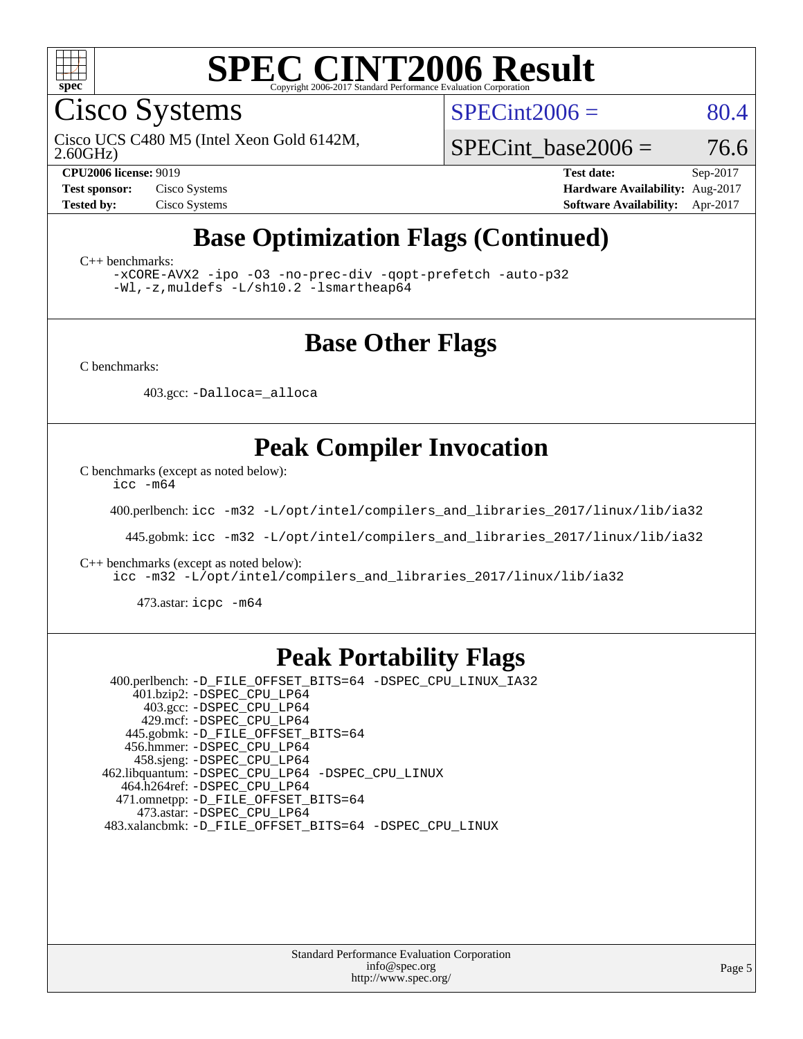# SPEC CINT2006 Result

Copyright 2006-2017 Standard Performance Evaluation Corporation

## Cisco Systems

Cisco UCS C480 M5 (Intel Xeon Gold 6142M, 2.60GHz)

SPECint2006 = 80.4

SPECint_base2006 = 76.6

**CPU2006 license:** 9019
**Test sponsor:** Cisco Systems
**Tested by:** Cisco Systems

**Test date:** Sep-2017
**Hardware Availability:** Aug-2017
**Software Availability:** Apr-2017

## Base Optimization Flags (Continued)

C++ benchmarks:

```
-xCORE-AVX2 -ipo -O3 -no-prec-div -qopt-prefetch -auto-p32
-Wl,-z,muldefs -L/sh10.2 -lsmartheap64
```

## Base Other Flags

C benchmarks:

403.gcc: `-Dalloca=_alloca`

## Peak Compiler Invocation

C benchmarks (except as noted below):

```
icc -m64
```

400.perlbench: `icc -m32 -L/opt/intel/compilers_and_libraries_2017/linux/lib/ia32`

445.gobmk: `icc -m32 -L/opt/intel/compilers_and_libraries_2017/linux/lib/ia32`

C++ benchmarks (except as noted below):

```
icc -m32 -L/opt/intel/compilers_and_libraries_2017/linux/lib/ia32
```

473.astar: `icpc -m64`

## Peak Portability Flags

| Benchmark | Flags |
|---|---|
| 400.perlbench: | -D_FILE_OFFSET_BITS=64 -DSPEC_CPU_LINUX_IA32 |
| 401.bzip2: | -DSPEC_CPU_LP64 |
| 403.gcc: | -DSPEC_CPU_LP64 |
| 429.mcf: | -DSPEC_CPU_LP64 |
| 445.gobmk: | -D_FILE_OFFSET_BITS=64 |
| 456.hmmer: | -DSPEC_CPU_LP64 |
| 458.sjeng: | -DSPEC_CPU_LP64 |
| 462.libquantum: | -DSPEC_CPU_LP64 -DSPEC_CPU_LINUX |
| 464.h264ref: | -DSPEC_CPU_LP64 |
| 471.omnetpp: | -D_FILE_OFFSET_BITS=64 |
| 473.astar: | -DSPEC_CPU_LP64 |
| 483.xalancbmk: | -D_FILE_OFFSET_BITS=64 -DSPEC_CPU_LINUX |

Standard Performance Evaluation Corporation
info@spec.org
http://www.spec.org/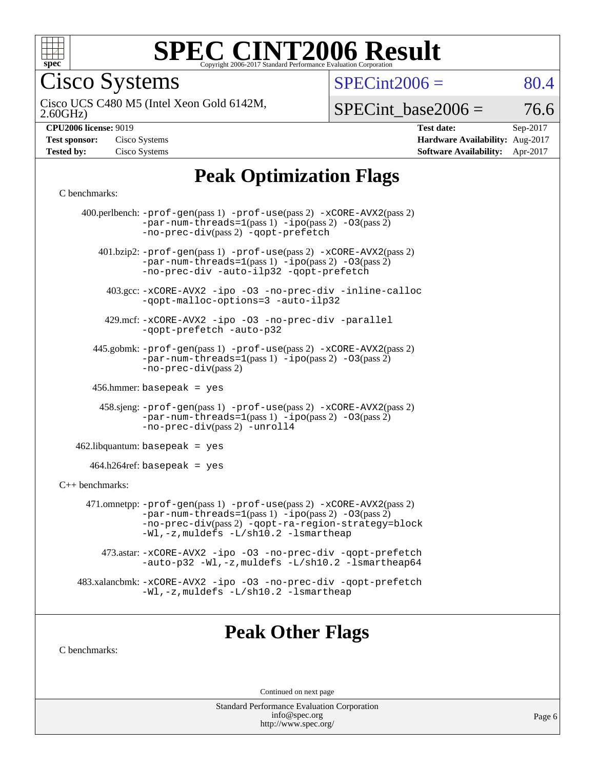# SPEC CINT2006 Result

Copyright 2006-2017 Standard Performance Evaluation Corporation

## Cisco Systems

Cisco UCS C480 M5 (Intel Xeon Gold 6142M, 2.60GHz)

SPECint2006 = 80.4

SPECint_base2006 = 76.6

**CPU2006 license:** 9019
**Test sponsor:** Cisco Systems
**Tested by:** Cisco Systems

**Test date:** Sep-2017
**Hardware Availability:** Aug-2017
**Software Availability:** Apr-2017

## Peak Optimization Flags

C benchmarks:

400.perlbench: -prof-gen(pass 1) -prof-use(pass 2) -xCORE-AVX2(pass 2) -par-num-threads=1(pass 1) -ipo(pass 2) -O3(pass 2) -no-prec-div(pass 2) -qopt-prefetch

401.bzip2: -prof-gen(pass 1) -prof-use(pass 2) -xCORE-AVX2(pass 2) -par-num-threads=1(pass 1) -ipo(pass 2) -O3(pass 2) -no-prec-div -auto-ilp32 -qopt-prefetch

403.gcc: -xCORE-AVX2 -ipo -O3 -no-prec-div -inline-calloc -qopt-malloc-options=3 -auto-ilp32

429.mcf: -xCORE-AVX2 -ipo -O3 -no-prec-div -parallel -qopt-prefetch -auto-p32

445.gobmk: -prof-gen(pass 1) -prof-use(pass 2) -xCORE-AVX2(pass 2) -par-num-threads=1(pass 1) -ipo(pass 2) -O3(pass 2) -no-prec-div(pass 2)

456.hmmer: basepeak = yes

458.sjeng: -prof-gen(pass 1) -prof-use(pass 2) -xCORE-AVX2(pass 2) -par-num-threads=1(pass 1) -ipo(pass 2) -O3(pass 2) -no-prec-div(pass 2) -unroll4

462.libquantum: basepeak = yes

464.h264ref: basepeak = yes

C++ benchmarks:

471.omnetpp: -prof-gen(pass 1) -prof-use(pass 2) -xCORE-AVX2(pass 2) -par-num-threads=1(pass 1) -ipo(pass 2) -O3(pass 2) -no-prec-div(pass 2) -qopt-ra-region-strategy=block -Wl,-z,muldefs -L/sh10.2 -lsmartheap

473.astar: -xCORE-AVX2 -ipo -O3 -no-prec-div -qopt-prefetch -auto-p32 -Wl,-z,muldefs -L/sh10.2 -lsmartheap64

483.xalancbmk: -xCORE-AVX2 -ipo -O3 -no-prec-div -qopt-prefetch -Wl,-z,muldefs -L/sh10.2 -lsmartheap

## Peak Other Flags

C benchmarks:

Continued on next page

Standard Performance Evaluation Corporation
info@spec.org
http://www.spec.org/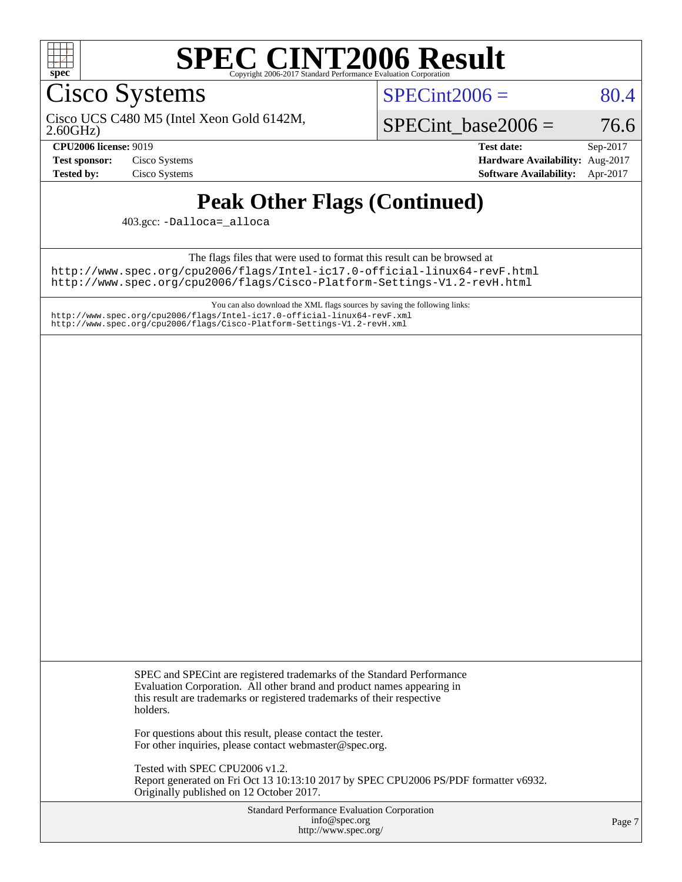## Peak Other Flags (Continued)

403.gcc: -Dalloca=_alloca

The flags files that were used to format this result can be browsed at
http://www.spec.org/cpu2006/flags/Intel-ic17.0-official-linux64-revF.html
http://www.spec.org/cpu2006/flags/Cisco-Platform-Settings-V1.2-revH.html

You can also download the XML flags sources by saving the following links:
http://www.spec.org/cpu2006/flags/Intel-ic17.0-official-linux64-revF.xml
http://www.spec.org/cpu2006/flags/Cisco-Platform-Settings-V1.2-revH.xml

SPEC and SPECint are registered trademarks of the Standard Performance Evaluation Corporation. All other brand and product names appearing in this result are trademarks or registered trademarks of their respective holders.

For questions about this result, please contact the tester.
For other inquiries, please contact webmaster@spec.org.

Tested with SPEC CPU2006 v1.2.
Report generated on Fri Oct 13 10:13:10 2017 by SPEC CPU2006 PS/PDF formatter v6932.
Originally published on 12 October 2017.